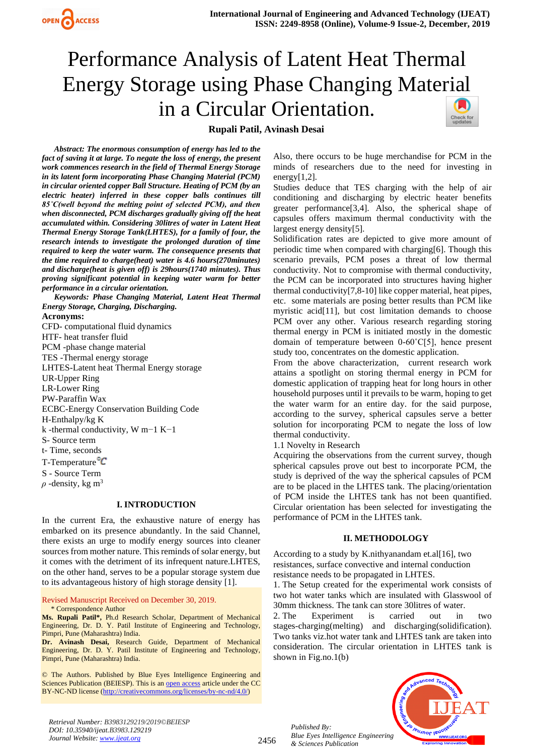# Performance Analysis of Latent Heat Thermal Energy Storage using Phase Changing Material in a Circular Orientation.

**Rupali Patil, Avinash Desai**

***Abstract: The enormous consumption of energy has led to the fact of saving it at large. To negate the loss of energy, the present work commences research in the field of Thermal Energy Storage in its latent form incorporating Phase Changing Material (PCM) in circular oriented copper Ball Structure. Heating of PCM (by an electric heater) inferred in these copper balls continues till 85˚C(well beyond the melting point of selected PCM), and then when disconnected, PCM discharges gradually giving off the heat accumulated within. Considering 30litres of water in Latent Heat Thermal Energy Storage Tank(LHTES), for a family of four, the research intends to investigate the prolonged duration of time required to keep the water warm. The consequence presents that the time required to charge(heat) water is 4.6 hours(270minutes) and discharge(heat is given off) is 29hours(1740 minutes). Thus proving significant potential in keeping water warm for better performance in a circular orientation.***

***Keywords: Phase Changing Material, Latent Heat Thermal Energy Storage, Charging, Discharging.***

**Acronyms:**

CFD- computational fluid dynamics
HTF- heat transfer fluid
PCM -phase change material
TES -Thermal energy storage
LHTES-Latent heat Thermal Energy storage
UR-Upper Ring
LR-Lower Ring
PW-Paraffin Wax
ECBC-Energy Conservation Building Code
H-Enthalpy/kg K
k -thermal conductivity, W m−1 K−1
S- Source term
t- Time, seconds
T-Temperature ℃
S - Source Term
$\rho$ -density, kg $m^3$

## I. INTRODUCTION

In the current Era, the exhaustive nature of energy has embarked on its presence abundantly. In the said Channel, there exists an urge to modify energy sources into cleaner sources from mother nature. This reminds of solar energy, but it comes with the detriment of its infrequent nature.LHTES, on the other hand, serves to be a popular storage system due to its advantageous history of high storage density [1].

Revised Manuscript Received on December 30, 2019.

\* Correspondence Author

**Ms. Rupali Patil\***, Ph.d Research Scholar, Department of Mechanical Engineering, Dr. D. Y. Patil Institute of Engineering and Technology, Pimpri, Pune (Maharashtra) India.

**Dr. Avinash Desai,** Research Guide, Department of Mechanical Engineering, Dr. D. Y. Patil Institute of Engineering and Technology, Pimpri, Pune (Maharashtra) India.

© The Authors. Published by Blue Eyes Intelligence Engineering and Sciences Publication (BEIESP). This is an open access article under the CC BY-NC-ND license (http://creativecommons.org/licenses/by-nc-nd/4.0/)

Also, there occurs to be huge merchandise for PCM in the minds of researchers due to the need for investing in energy[1,2].

Studies deduce that TES charging with the help of air conditioning and discharging by electric heater benefits greater performance[3,4]. Also, the spherical shape of capsules offers maximum thermal conductivity with the largest energy density[5].

Solidification rates are depicted to give more amount of periodic time when compared with charging[6]. Though this scenario prevails, PCM poses a threat of low thermal conductivity. Not to compromise with thermal conductivity, the PCM can be incorporated into structures having higher thermal conductivity[7,8-10] like copper material, heat pipes, etc. some materials are posing better results than PCM like myristic acid[11], but cost limitation demands to choose PCM over any other. Various research regarding storing thermal energy in PCM is initiated mostly in the domestic domain of temperature between 0-60˚C[5], hence present study too, concentrates on the domestic application.

From the above characterization, current research work attains a spotlight on storing thermal energy in PCM for domestic application of trapping heat for long hours in other household purposes until it prevails to be warm, hoping to get the water warm for an entire day. for the said purpose, according to the survey, spherical capsules serve a better solution for incorporating PCM to negate the loss of low thermal conductivity.

1.1 Novelty in Research

Acquiring the observations from the current survey, though spherical capsules prove out best to incorporate PCM, the study is deprived of the way the spherical capsules of PCM are to be placed in the LHTES tank. The placing/orientation of PCM inside the LHTES tank has not been quantified. Circular orientation has been selected for investigating the performance of PCM in the LHTES tank.

## II. METHODOLOGY

According to a study by K.nithyanandam et.al[16], two resistances, surface convective and internal conduction resistance needs to be propagated in LHTES.

1. The Setup created for the experimental work consists of two hot water tanks which are insulated with Glasswool of 30mm thickness. The tank can store 30litres of water.
2. The Experiment is carried out in two stages-charging(melting) and discharging(solidification). Two tanks viz.hot water tank and LHTES tank are taken into consideration. The circular orientation in LHTES tank is shown in Fig.no.1(b)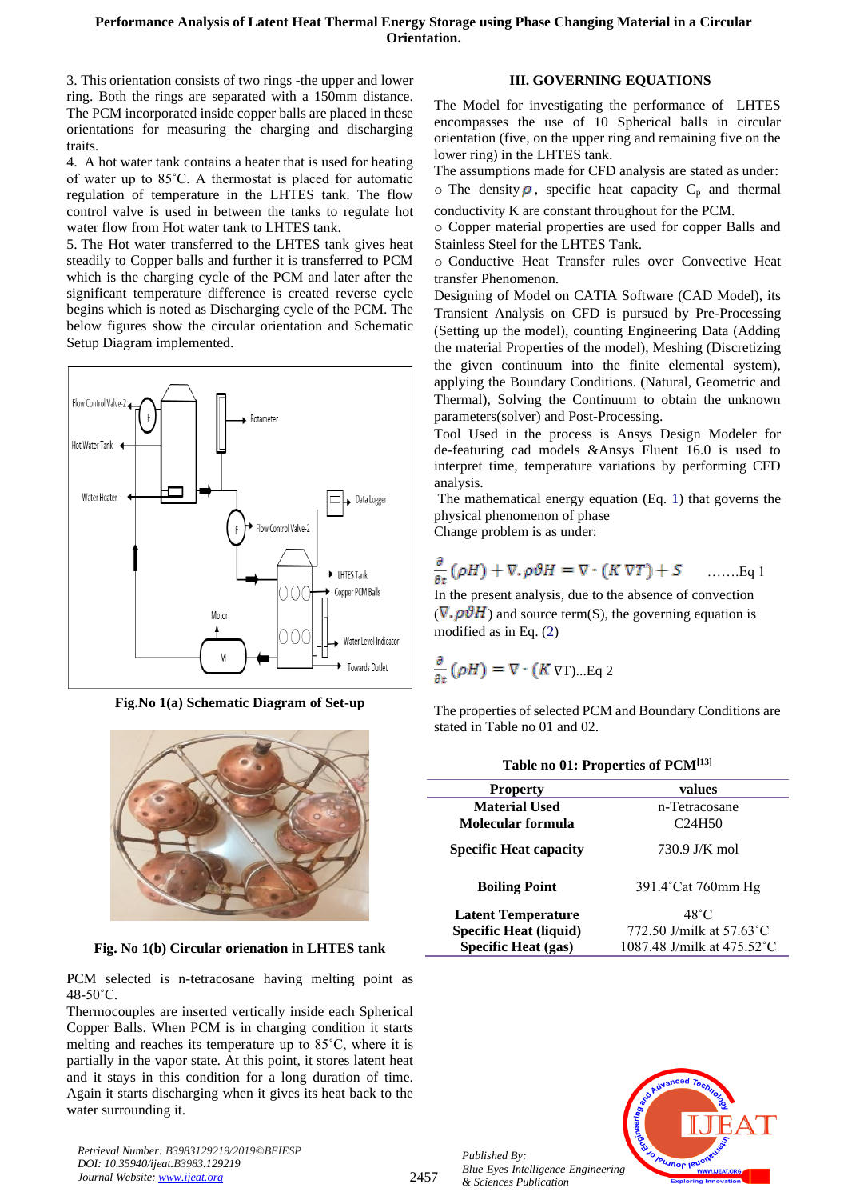3. This orientation consists of two rings -the upper and lower ring. Both the rings are separated with a 150mm distance. The PCM incorporated inside copper balls are placed in these orientations for measuring the charging and discharging traits.

4. A hot water tank contains a heater that is used for heating of water up to 85˚C. A thermostat is placed for automatic regulation of temperature in the LHTES tank. The flow control valve is used in between the tanks to regulate hot water flow from Hot water tank to LHTES tank.

5. The Hot water transferred to the LHTES tank gives heat steadily to Copper balls and further it is transferred to PCM which is the charging cycle of the PCM and later after the significant temperature difference is created reverse cycle begins which is noted as Discharging cycle of the PCM. The below figures show the circular orientation and Schematic Setup Diagram implemented.

**Fig.No 1(a) Schematic Diagram of Set-up**

**Fig. No 1(b) Circular orienation in LHTES tank**

PCM selected is n-tetracosane having melting point as 48-50˚C.

Thermocouples are inserted vertically inside each Spherical Copper Balls. When PCM is in charging condition it starts melting and reaches its temperature up to 85˚C, where it is partially in the vapor state. At this point, it stores latent heat and it stays in this condition for a long duration of time. Again it starts discharging when it gives its heat back to the water surrounding it.

## III. GOVERNING EQUATIONS

The Model for investigating the performance of LHTES encompasses the use of 10 Spherical balls in circular orientation (five, on the upper ring and remaining five on the lower ring) in the LHTES tank.

The assumptions made for CFD analysis are stated as under:

○ The density $\rho$, specific heat capacity $C_p$ and thermal conductivity K are constant throughout for the PCM.

○ Copper material properties are used for copper Balls and Stainless Steel for the LHTES Tank.

○ Conductive Heat Transfer rules over Convective Heat transfer Phenomenon.

Designing of Model on CATIA Software (CAD Model), its Transient Analysis on CFD is pursued by Pre-Processing (Setting up the model), counting Engineering Data (Adding the material Properties of the model), Meshing (Discretizing the given continuum into the finite elemental system), applying the Boundary Conditions. (Natural, Geometric and Thermal), Solving the Continuum to obtain the unknown parameters(solver) and Post-Processing.

Tool Used in the process is Ansys Design Modeler for de-featuring cad models &Ansys Fluent 16.0 is used to interpret time, temperature variations by performing CFD analysis.

The mathematical energy equation (Eq. 1) that governs the physical phenomenon of phase Change problem is as under:

$$\frac{\partial}{\partial t}(\rho H) + \nabla . \rho \vartheta H = \nabla \cdot (K\, \nabla T) + S \quad \text{.......Eq 1}$$

In the present analysis, due to the absence of convection ($\nabla . \rho \vartheta H$) and source term(S), the governing equation is modified as in Eq. (2)

$$\frac{\partial}{\partial t}(\rho H) = \nabla \cdot (K\, \nabla T) \text{...Eq 2}$$

The properties of selected PCM and Boundary Conditions are stated in Table no 01 and 02.

**Table no 01: Properties of PCM[13]**

| Property | values |
|---|---|
| **Material Used** | n-Tetracosane |
| **Molecular formula** | $C_{24}H_{50}$ |
| **Specific Heat capacity** | 730.9 J/K mol |
| **Boiling Point** | 391.4˚Cat 760mm Hg |
| **Latent Temperature** | 48˚C |
| **Specific Heat (liquid)** | 772.50 J/milk at 57.63˚C |
| **Specific Heat (gas)** | 1087.48 J/milk at 475.52˚C |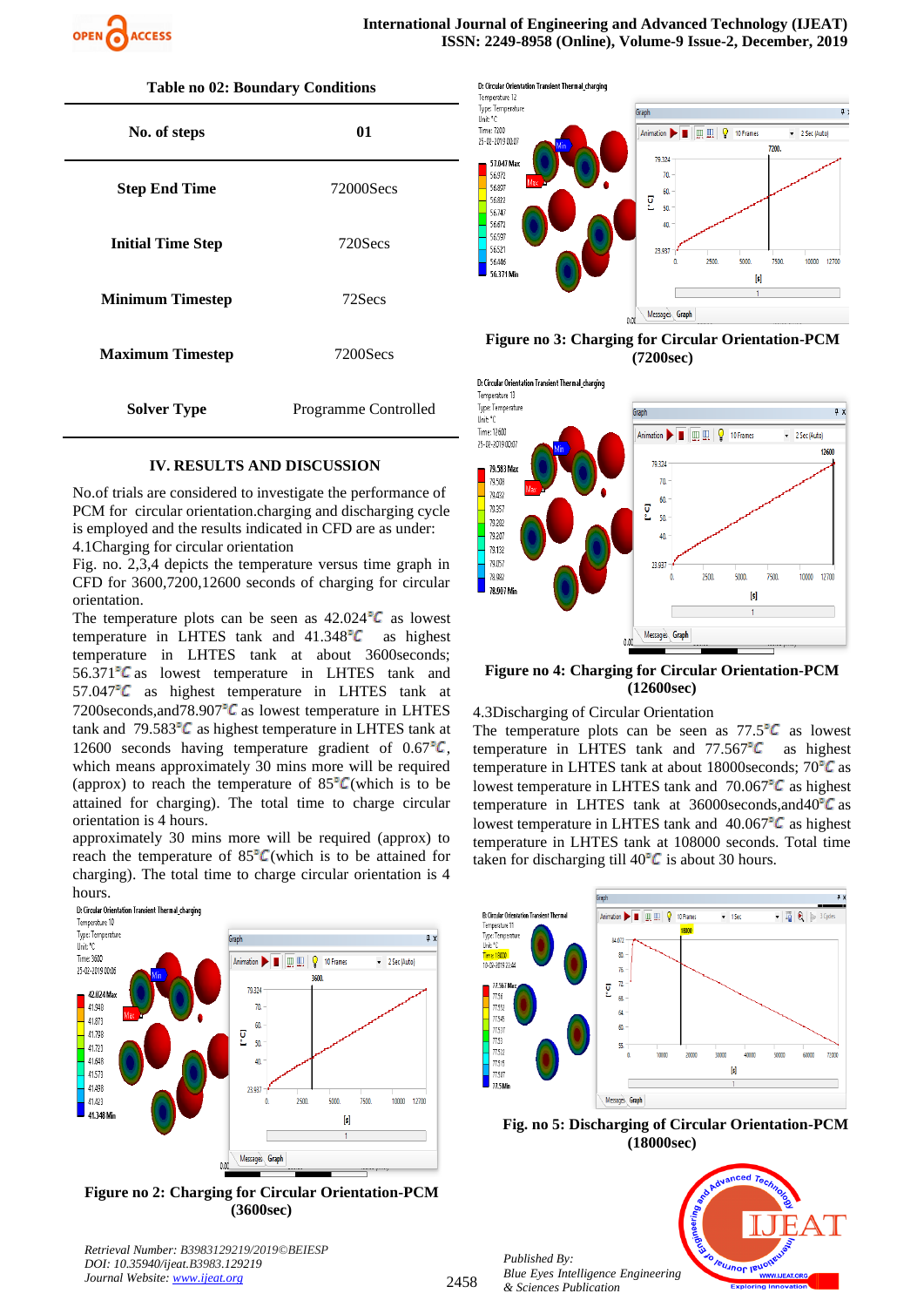Table no 02: Boundary Conditions

| No. of steps | 01 |
|---|---|
| Step End Time | 72000Secs |
| Initial Time Step | 720Secs |
| Minimum Timestep | 72Secs |
| Maximum Timestep | 7200Secs |
| Solver Type | Programme Controlled |

## IV. RESULTS AND DISCUSSION

No.of trials are considered to investigate the performance of PCM for circular orientation.charging and discharging cycle is employed and the results indicated in CFD are as under:

4.1Charging for circular orientation

Fig. no. 2,3,4 depicts the temperature versus time graph in CFD for 3600,7200,12600 seconds of charging for circular orientation.

The temperature plots can be seen as 42.024℃ as lowest temperature in LHTES tank and 41.348℃ as highest temperature in LHTES tank at about 3600seconds; 56.371℃ as lowest temperature in LHTES tank and 57.047℃ as highest temperature in LHTES tank at 7200seconds,and78.907℃ as lowest temperature in LHTES tank and 79.583℃ as highest temperature in LHTES tank at 12600 seconds having temperature gradient of 0.67℃, which means approximately 30 mins more will be required (approx) to reach the temperature of 85℃(which is to be attained for charging). The total time to charge circular orientation is 4 hours.

approximately 30 mins more will be required (approx) to reach the temperature of 85℃(which is to be attained for charging). The total time to charge circular orientation is 4 hours.

Figure no 2: Charging for Circular Orientation-PCM (3600sec)

Figure no 3: Charging for Circular Orientation-PCM (7200sec)

Figure no 4: Charging for Circular Orientation-PCM (12600sec)

4.3Discharging of Circular Orientation

The temperature plots can be seen as 77.5℃ as lowest temperature in LHTES tank and 77.567℃ as highest temperature in LHTES tank at about 18000seconds; 70℃ as lowest temperature in LHTES tank and 70.067℃ as highest temperature in LHTES tank at 36000seconds,and40℃ as lowest temperature in LHTES tank and 40.067℃ as highest temperature in LHTES tank at 108000 seconds. Total time taken for discharging till 40℃ is about 30 hours.

Fig. no 5: Discharging of Circular Orientation-PCM (18000sec)

Retrieval Number: B3983129219/2019©BEIESP
DOI: 10.35940/ijeat.B3983.129219
Journal Website: www.ijeat.org

Published By:
Blue Eyes Intelligence Engineering & Sciences Publication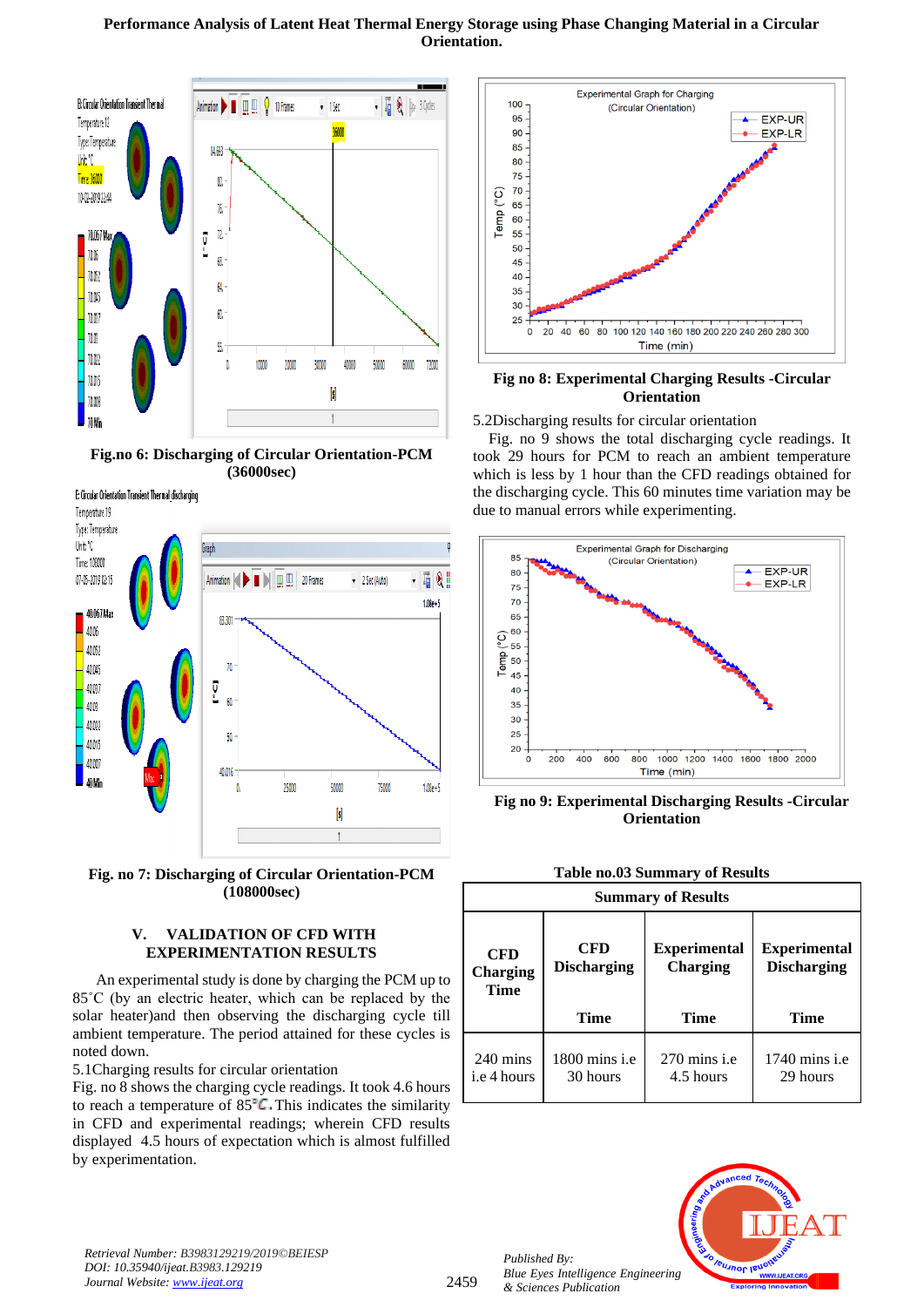Fig.no 6: Discharging of Circular Orientation-PCM (36000sec)

Fig. no 7: Discharging of Circular Orientation-PCM (108000sec)

## V. VALIDATION OF CFD WITH EXPERIMENTATION RESULTS

An experimental study is done by charging the PCM up to 85˚C (by an electric heater, which can be replaced by the solar heater)and then observing the discharging cycle till ambient temperature. The period attained for these cycles is noted down.

5.1Charging results for circular orientation

Fig. no 8 shows the charging cycle readings. It took 4.6 hours to reach a temperature of 85°C. This indicates the similarity in CFD and experimental readings; wherein CFD results displayed 4.5 hours of expectation which is almost fulfilled by experimentation.

Fig no 8: Experimental Charging Results -Circular Orientation

5.2Discharging results for circular orientation

Fig. no 9 shows the total discharging cycle readings. It took 29 hours for PCM to reach an ambient temperature which is less by 1 hour than the CFD readings obtained for the discharging cycle. This 60 minutes time variation may be due to manual errors while experimenting.

Fig no 9: Experimental Discharging Results -Circular Orientation

Table no.03 Summary of Results

| Summary of Results | | | |
|---|---|---|---|
| CFD Charging Time | CFD Discharging Time | Experimental Charging Time | Experimental Discharging Time |
| 240 mins i.e 4 hours | 1800 mins i.e 30 hours | 270 mins i.e 4.5 hours | 1740 mins i.e 29 hours |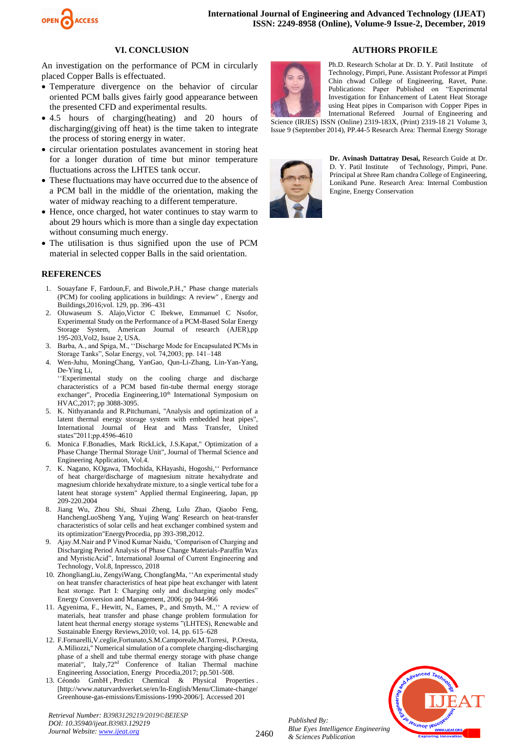## VI. CONCLUSION

An investigation on the performance of PCM in circularly placed Copper Balls is effectuated.

- Temperature divergence on the behavior of circular oriented PCM balls gives fairly good appearance between the presented CFD and experimental results.
- 4.5 hours of charging(heating) and 20 hours of discharging(giving off heat) is the time taken to integrate the process of storing energy in water.
- circular orientation postulates avancement in storing heat for a longer duration of time but minor temperature fluctuations across the LHTES tank occur.
- These fluctuations may have occurred due to the absence of a PCM ball in the middle of the orientation, making the water of midway reaching to a different temperature.
- Hence, once charged, hot water continues to stay warm to about 29 hours which is more than a single day expectation without consuming much energy.
- The utilisation is thus signified upon the use of PCM material in selected copper Balls in the said orientation.

## REFERENCES

1. Souayfane F, Fardoun,F, and Biwole,P.H.," Phase change materials (PCM) for cooling applications in buildings: A review" , Energy and Buildings,2016;vol. 129, pp. 396–431
2. Oluwaseum S. Alajo,Victor C Ibekwe, Emmanuel C Nsofor, Experimental Study on the Performance of a PCM-Based Solar Energy Storage System, American Journal of research (AJER),pp 195-203,Vol2, Issue 2, USA.
3. Barba, A., and Spiga, M., ''Discharge Mode for Encapsulated PCMs in Storage Tanks", Solar Energy, vol. 74,2003; pp. 141–148
4. Wen-Juhu, MoningChang, YanGao, Qun-Li-Zhang, Lin-Yan-Yang, De-Ying Li, ''Experimental study on the cooling charge and discharge characteristics of a PCM based fin-tube thermal energy storage exchanger", Procedia Engineering,10th International Symposium on HVAC,2017; pp 3088-3095.
5. K. Nithyananda and R.Pitchumani, "Analysis and optimization of a latent thermal energy storage system with embedded heat pipes", International Journal of Heat and Mass Transfer, United states"2011;pp.4596-4610
6. Monica F.Bonadies, Mark RickLick, J.S.Kapat," Optimization of a Phase Change Thermal Storage Unit", Journal of Thermal Science and Engineering Application, Vol.4.
7. K. Nagano, KOgawa, TMochida, KHayashi, Hogoshi,'' Performance of heat charge/discharge of magnesium nitrate hexahydrate and magnesium chloride hexahydrate mixture, to a single vertical tube for a latent heat storage system" Applied thermal Engineering, Japan, pp 209-220.2004
8. Jiang Wu, Zhou Shi, Shuai Zheng, Lulu Zhao, Qiaobo Feng, HanchengLuoSheng Yang, Yujing Wang' Research on heat-transfer characteristics of solar cells and heat exchanger combined system and its optimization"EnergyProcedia, pp 393-398,2012.
9. Ajay.M.Nair and P Vinod Kumar Naidu, 'Comparison of Charging and Discharging Period Analysis of Phase Change Materials-Paraffin Wax and MyristicAcid", International Journal of Current Engineering and Technology, Vol.8, Inpressco, 2018
10. ZhongliangLiu, ZengyiWang, ChongfangMa, ''An experimental study on heat transfer characteristics of heat pipe heat exchanger with latent heat storage. Part I: Charging only and discharging only modes" Energy Conversion and Management, 2006; pp 944-966
11. Agyenima, F., Hewitt, N., Eames, P., and Smyth, M.,'' A review of materials, heat transfer and phase change problem formulation for latent heat thermal energy storage systems "(LHTES), Renewable and Sustainable Energy Reviews,2010; vol. 14, pp. 615–628
12. F.Fornarelli,V.ceglie,Fortunato,S.M.Camporeale,M.Torresi, P.Oresta, A.Miliozzi," Numerical simulation of a complete charging-discharging phase of a shell and tube thermal energy storage with phase change material", Italy,72nd Conference of Italian Thermal machine Engineering Association, Energy Procedia,2017; pp.501-508.
13. Céondo GmbH , Predict Chemical & Physical Properties . [http://www.naturvardsverket.se/en/In-English/Menu/Climate-change/Greenhouse-gas-emissions/Emissions-1990-2006/]. Accessed 201

## AUTHORS PROFILE

Ph.D. Research Scholar at Dr. D. Y. Patil Institute of Technology, Pimpri, Pune. Assistant Professor at Pimpri Chin chwad College of Engineering, Ravet, Pune. Publications: Paper Published on "Experimental Investigation for Enhancement of Latent Heat Storage using Heat pipes in Comparison with Copper Pipes in International Refereed Journal of Engineering and Science (IRJES) ISSN (Online) 2319-183X, (Print) 2319-18 21 Volume 3, Issue 9 (September 2014), PP.44-5 Research Area: Thermal Energy Storage

**Dr. Avinash Dattatray Desai,** Research Guide at Dr. D. Y. Patil Institute of Technology, Pimpri, Pune. Principal at Shree Ram chandra College of Engineering, Lonikand Pune. Research Area: Internal Combustion Engine, Energy Conservation